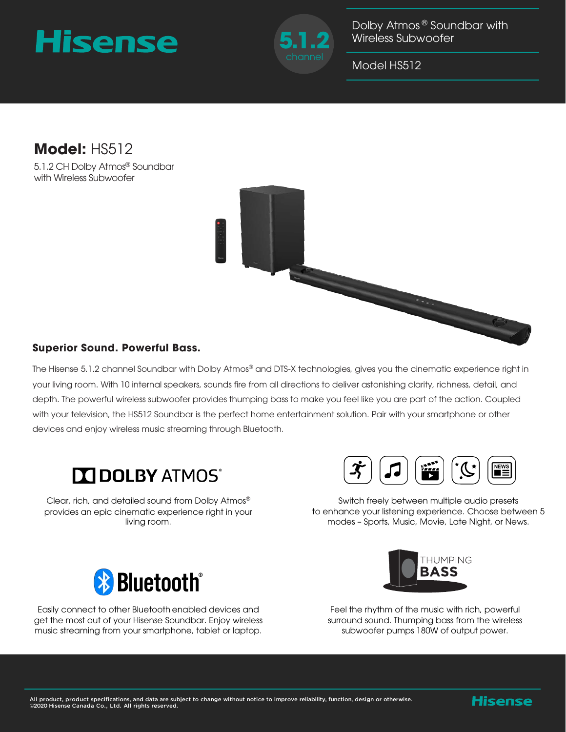# Hisense

5.1.2 channel

Dolby Atmos® Soundbar with Wireless Subwoofer

Model HS512

## **Model:** HS512

5.1.2 CH Dolby Atmos® Soundbar with Wireless Subwoofer

### Superior Sound. Powerful Bass.

The Hisense 5.1.2 channel Soundbar with Dolby Atmos® and DTS-X technologies, gives you the cinematic experience right in your living room. With 10 internal speakers, sounds fire from all directions to deliver astonishing clarity, richness, detail, and depth. The powerful wireless subwoofer provides thumping bass to make you feel like you are part of the action. Coupled with your television, the HS512 Soundbar is the perfect home entertainment solution. Pair with your smartphone or other devices and enjoy wireless music streaming through Bluetooth.

**DOLBY ATMOS**

Clear, rich, and detailed sound from Dolby Atmos® provides an epic cinematic experience right in your living room.

Switch freely between multiple audio presets to enhance your listening experience. Choose between 5 modes – Sports, Music, Movie, Late Night, or News.

**Bluetooth®**

Easily connect to other Bluetooth enabled devices and get the most out of your Hisense Soundbar. Enjoy wireless music streaming from your smartphone, tablet or laptop.

**THUMPING BASS**

Feel the rhythm of the music with rich, powerful surround sound. Thumping bass from the wireless subwoofer pumps 180W of output power.

All product, product specifications, and data are subject to change without notice to improve reliability, function, design or otherwise.
©2020 Hisense Canada Co., Ltd. All rights reserved.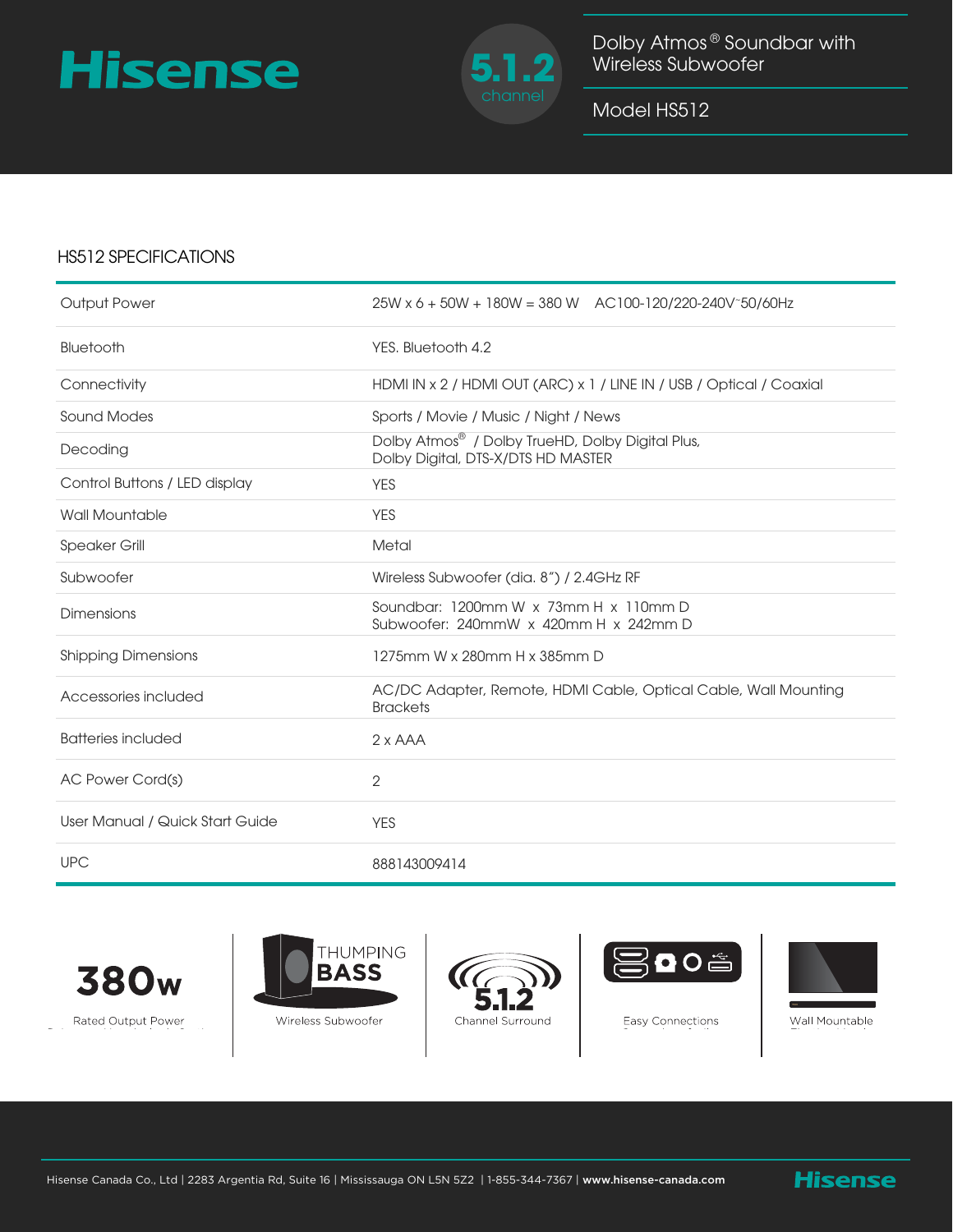# Hisense

5.1.2 channel

Dolby Atmos® Soundbar with Wireless Subwoofer

Model HS512

## HS512 SPECIFICATIONS

| | |
|---|---|
| Output Power | 25W x 6 + 50W + 180W = 380 W AC100-120/220-240V~50/60Hz |
| Bluetooth | YES. Bluetooth 4.2 |
| Connectivity | HDMI IN x 2 / HDMI OUT (ARC) x 1 / LINE IN / USB / Optical / Coaxial |
| Sound Modes | Sports / Movie / Music / Night / News |
| Decoding | Dolby Atmos® / Dolby TrueHD, Dolby Digital Plus, Dolby Digital, DTS-X/DTS HD MASTER |
| Control Buttons / LED display | YES |
| Wall Mountable | YES |
| Speaker Grill | Metal |
| Subwoofer | Wireless Subwoofer (dia. 8") / 2.4GHz RF |
| Dimensions | Soundbar: 1200mm W x 73mm H x 110mm D<br>Subwoofer: 240mmW x 420mm H x 242mm D |
| Shipping Dimensions | 1275mm W x 280mm H x 385mm D |
| Accessories included | AC/DC Adapter, Remote, HDMI Cable, Optical Cable, Wall Mounting Brackets |
| Batteries included | 2 x AAA |
| AC Power Cord(s) | 2 |
| User Manual / Quick Start Guide | YES |
| UPC | 888143009414 |

380w
Rated Output Power

THUMPING BASS
Wireless Subwoofer

5.1.2
Channel Surround

Easy Connections

Wall Mountable

Hisense Canada Co., Ltd | 2283 Argentia Rd, Suite 16 | Mississauga ON L5N 5Z2 | 1-855-344-7367 | **www.hisense-canada.com**